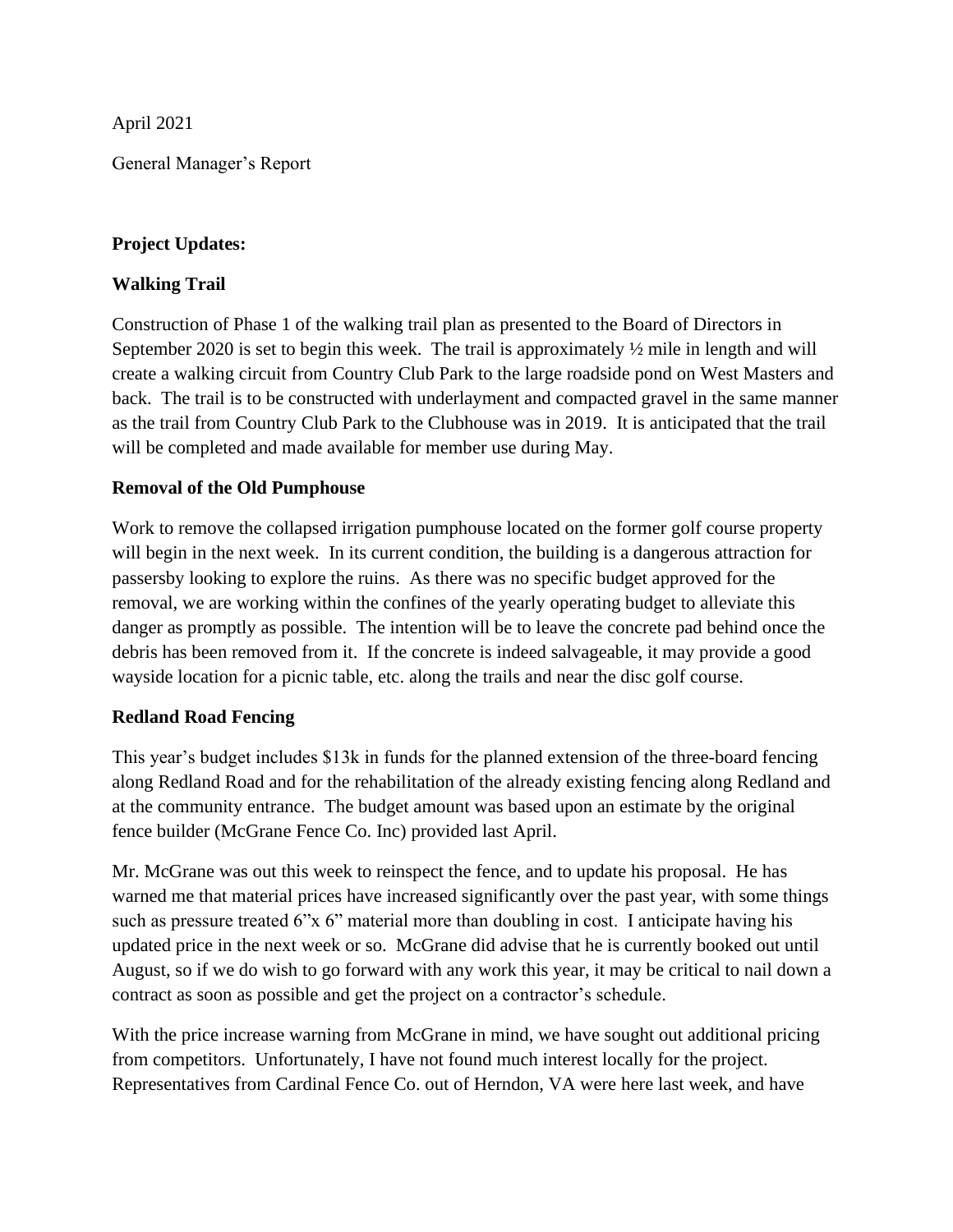April 2021

General Manager's Report

**Project Updates:**

**Walking Trail**

Construction of Phase 1 of the walking trail plan as presented to the Board of Directors in September 2020 is set to begin this week. The trail is approximately ½ mile in length and will create a walking circuit from Country Club Park to the large roadside pond on West Masters and back. The trail is to be constructed with underlayment and compacted gravel in the same manner as the trail from Country Club Park to the Clubhouse was in 2019. It is anticipated that the trail will be completed and made available for member use during May.

**Removal of the Old Pumphouse**

Work to remove the collapsed irrigation pumphouse located on the former golf course property will begin in the next week. In its current condition, the building is a dangerous attraction for passersby looking to explore the ruins. As there was no specific budget approved for the removal, we are working within the confines of the yearly operating budget to alleviate this danger as promptly as possible. The intention will be to leave the concrete pad behind once the debris has been removed from it. If the concrete is indeed salvageable, it may provide a good wayside location for a picnic table, etc. along the trails and near the disc golf course.

**Redland Road Fencing**

This year's budget includes $13k in funds for the planned extension of the three-board fencing along Redland Road and for the rehabilitation of the already existing fencing along Redland and at the community entrance. The budget amount was based upon an estimate by the original fence builder (McGrane Fence Co. Inc) provided last April.

Mr. McGrane was out this week to reinspect the fence, and to update his proposal. He has warned me that material prices have increased significantly over the past year, with some things such as pressure treated 6"x 6" material more than doubling in cost. I anticipate having his updated price in the next week or so. McGrane did advise that he is currently booked out until August, so if we do wish to go forward with any work this year, it may be critical to nail down a contract as soon as possible and get the project on a contractor's schedule.

With the price increase warning from McGrane in mind, we have sought out additional pricing from competitors. Unfortunately, I have not found much interest locally for the project. Representatives from Cardinal Fence Co. out of Herndon, VA were here last week, and have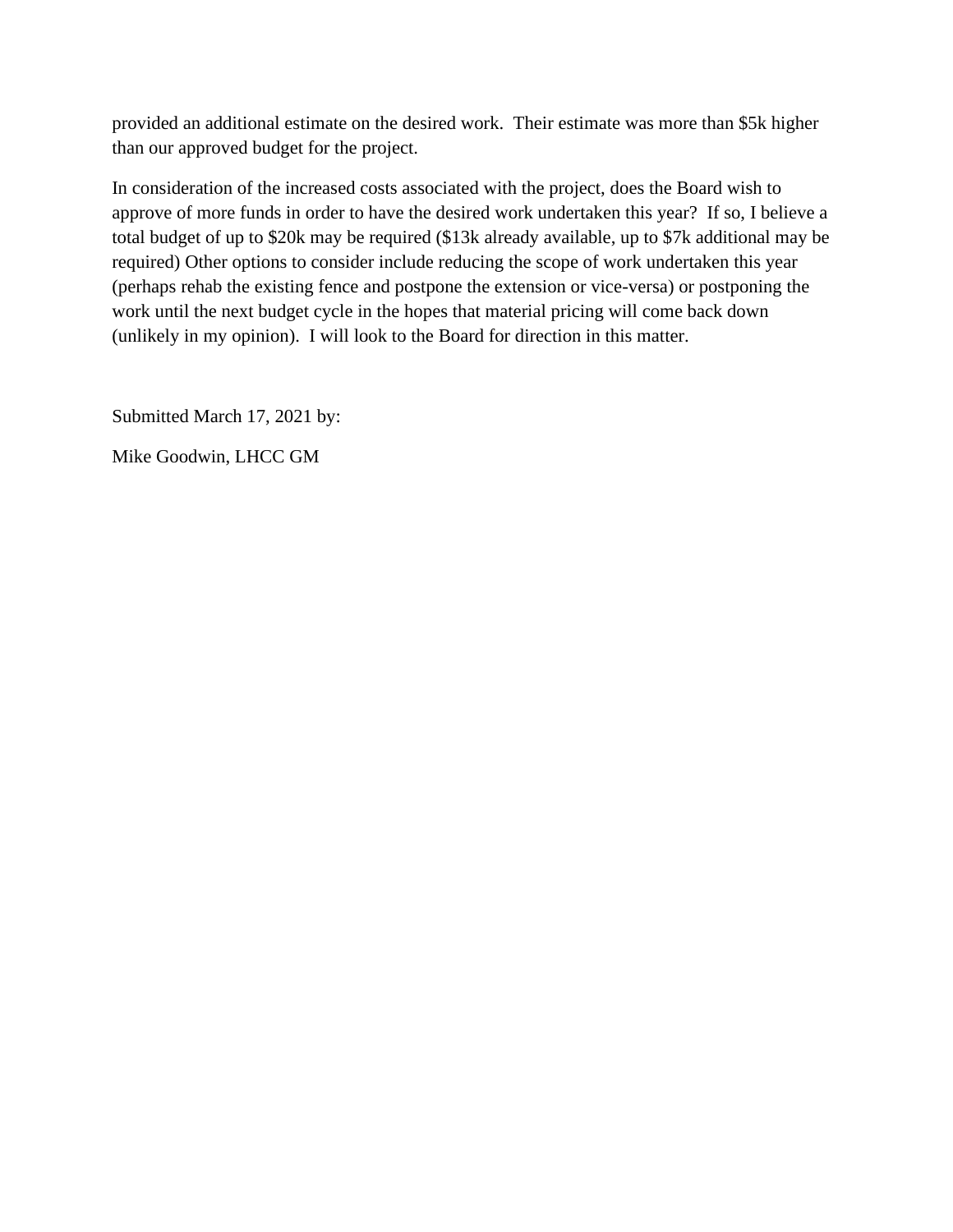provided an additional estimate on the desired work.  Their estimate was more than $5k higher than our approved budget for the project.

In consideration of the increased costs associated with the project, does the Board wish to approve of more funds in order to have the desired work undertaken this year?  If so, I believe a total budget of up to $20k may be required ($13k already available, up to $7k additional may be required) Other options to consider include reducing the scope of work undertaken this year (perhaps rehab the existing fence and postpone the extension or vice-versa) or postponing the work until the next budget cycle in the hopes that material pricing will come back down (unlikely in my opinion).  I will look to the Board for direction in this matter.

Submitted March 17, 2021 by:

Mike Goodwin, LHCC GM